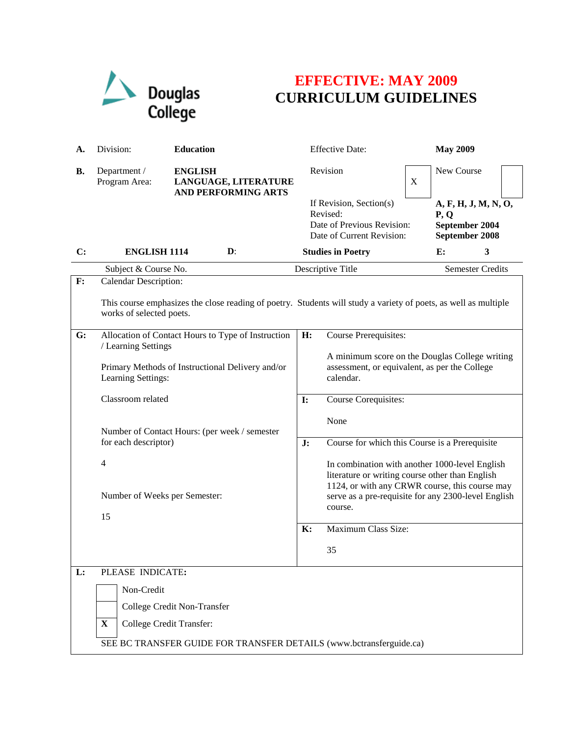Douglas College

# EFFECTIVE: MAY 2009
# CURRICULUM GUIDELINES

| | | | | |
|---|---|---|---|---|
| **A.** | Division: | **Education** | Effective Date: | **May 2009** |
| **B.** | Department / Program Area: | **ENGLISH LANGUAGE, LITERATURE AND PERFORMING ARTS** | Revision [X] | New Course [ ] |
| | | | If Revision, Section(s) Revised: | **A, F, H, J, M, N, O, P, Q** |
| | | | Date of Previous Revision: | **September 2004** |
| | | | Date of Current Revision: | **September 2008** |

| **C:** | **ENGLISH 1114** | **D:** | **Studies in Poetry** | **E:** | **3** |
|---|---|---|---|---|---|
| | Subject & Course No. | | Descriptive Title | | Semester Credits |

**F:** Calendar Description:

This course emphasizes the close reading of poetry. Students will study a variety of poets, as well as multiple works of selected poets.

**G:** Allocation of Contact Hours to Type of Instruction / Learning Settings

Primary Methods of Instructional Delivery and/or Learning Settings:

Classroom related

Number of Contact Hours: (per week / semester for each descriptor)

4

Number of Weeks per Semester:

15

**H:** Course Prerequisites:

A minimum score on the Douglas College writing assessment, or equivalent, as per the College calendar.

**I:** Course Corequisites:

None

**J:** Course for which this Course is a Prerequisite

In combination with another 1000-level English literature or writing course other than English 1124, or with any CRWR course, this course may serve as a pre-requisite for any 2300-level English course.

**K:** Maximum Class Size:

35

**L:** PLEASE INDICATE:

[ ] Non-Credit

[ ] College Credit Non-Transfer

[X] College Credit Transfer:

SEE BC TRANSFER GUIDE FOR TRANSFER DETAILS (www.bctransferguide.ca)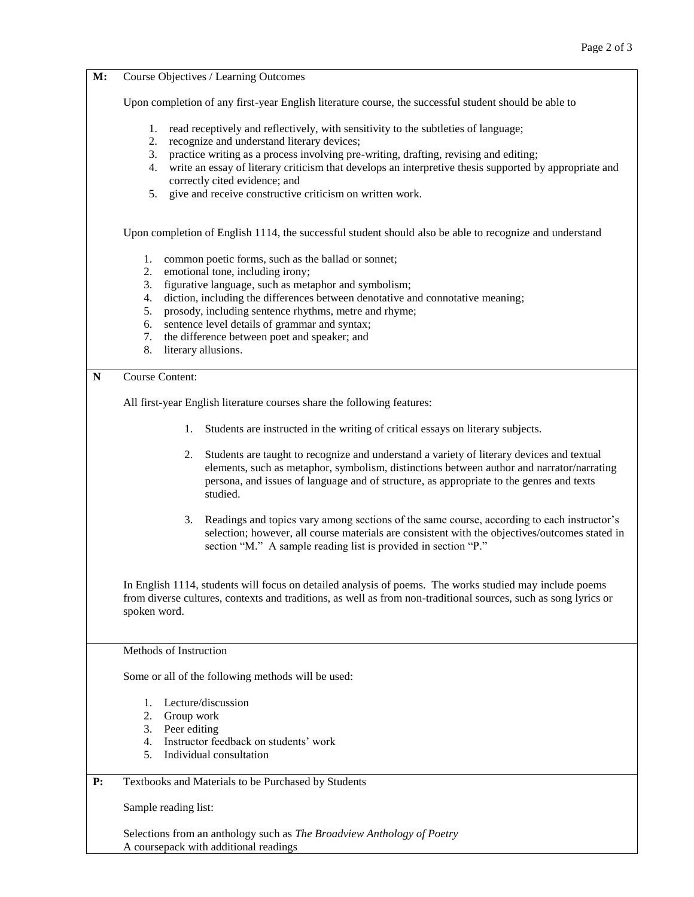**M:** Course Objectives / Learning Outcomes

Upon completion of any first-year English literature course, the successful student should be able to

1. read receptively and reflectively, with sensitivity to the subtleties of language;
2. recognize and understand literary devices;
3. practice writing as a process involving pre-writing, drafting, revising and editing;
4. write an essay of literary criticism that develops an interpretive thesis supported by appropriate and correctly cited evidence; and
5. give and receive constructive criticism on written work.

Upon completion of English 1114, the successful student should also be able to recognize and understand

1. common poetic forms, such as the ballad or sonnet;
2. emotional tone, including irony;
3. figurative language, such as metaphor and symbolism;
4. diction, including the differences between denotative and connotative meaning;
5. prosody, including sentence rhythms, metre and rhyme;
6. sentence level details of grammar and syntax;
7. the difference between poet and speaker; and
8. literary allusions.

**N** Course Content:

All first-year English literature courses share the following features:

1. Students are instructed in the writing of critical essays on literary subjects.

2. Students are taught to recognize and understand a variety of literary devices and textual elements, such as metaphor, symbolism, distinctions between author and narrator/narrating persona, and issues of language and of structure, as appropriate to the genres and texts studied.

3. Readings and topics vary among sections of the same course, according to each instructor's selection; however, all course materials are consistent with the objectives/outcomes stated in section "M." A sample reading list is provided in section "P."

In English 1114, students will focus on detailed analysis of poems. The works studied may include poems from diverse cultures, contexts and traditions, as well as from non-traditional sources, such as song lyrics or spoken word.

Methods of Instruction

Some or all of the following methods will be used:

1. Lecture/discussion
2. Group work
3. Peer editing
4. Instructor feedback on students' work
5. Individual consultation

**P:** Textbooks and Materials to be Purchased by Students

Sample reading list:

Selections from an anthology such as *The Broadview Anthology of Poetry*
A coursepack with additional readings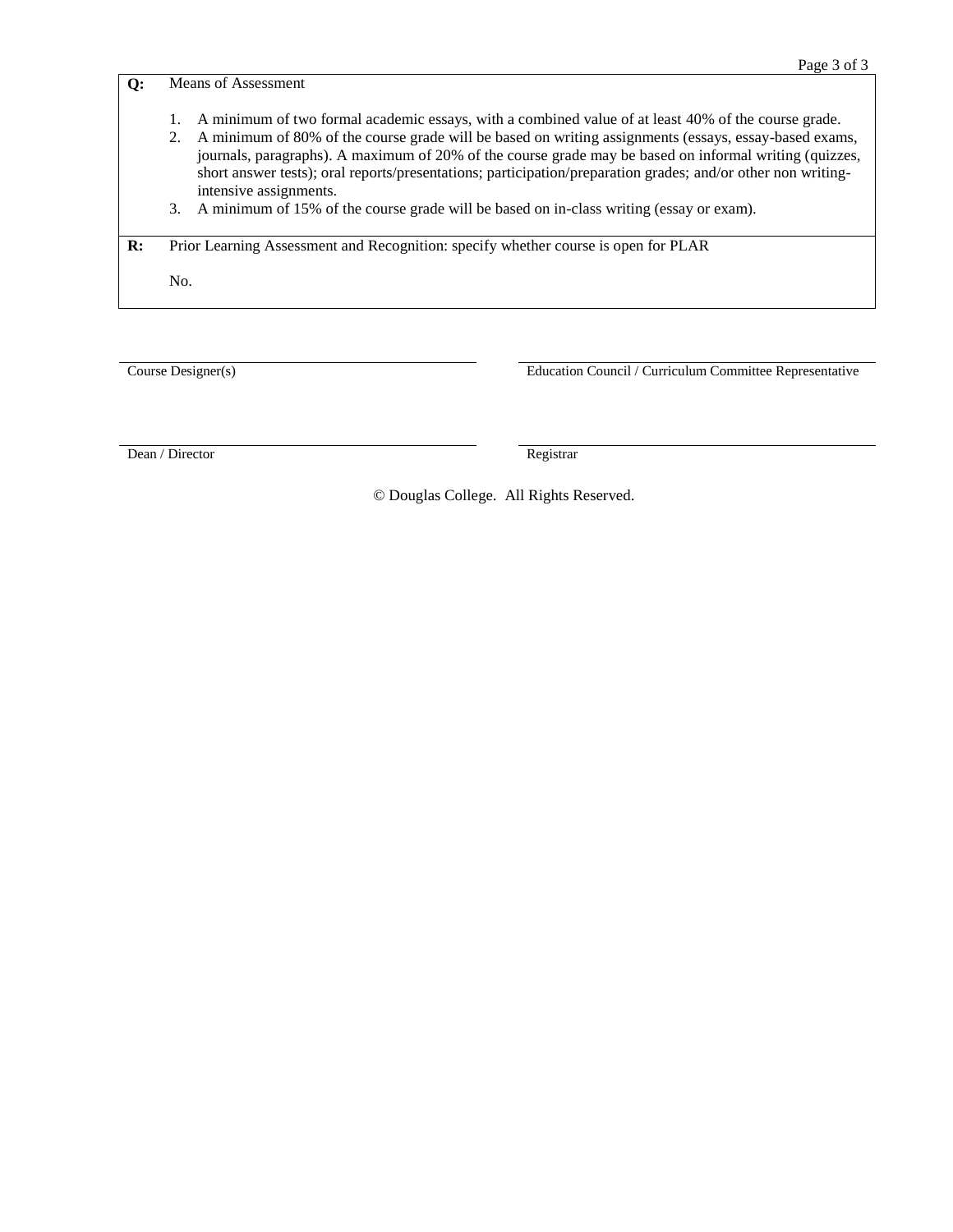**Q:** Means of Assessment

1. A minimum of two formal academic essays, with a combined value of at least 40% of the course grade.
2. A minimum of 80% of the course grade will be based on writing assignments (essays, essay-based exams, journals, paragraphs). A maximum of 20% of the course grade may be based on informal writing (quizzes, short answer tests); oral reports/presentations; participation/preparation grades; and/or other non writing-intensive assignments.
3. A minimum of 15% of the course grade will be based on in-class writing (essay or exam).

**R:** Prior Learning Assessment and Recognition: specify whether course is open for PLAR

No.

Course Designer(s)

Education Council / Curriculum Committee Representative

Dean / Director

Registrar

© Douglas College. All Rights Reserved.